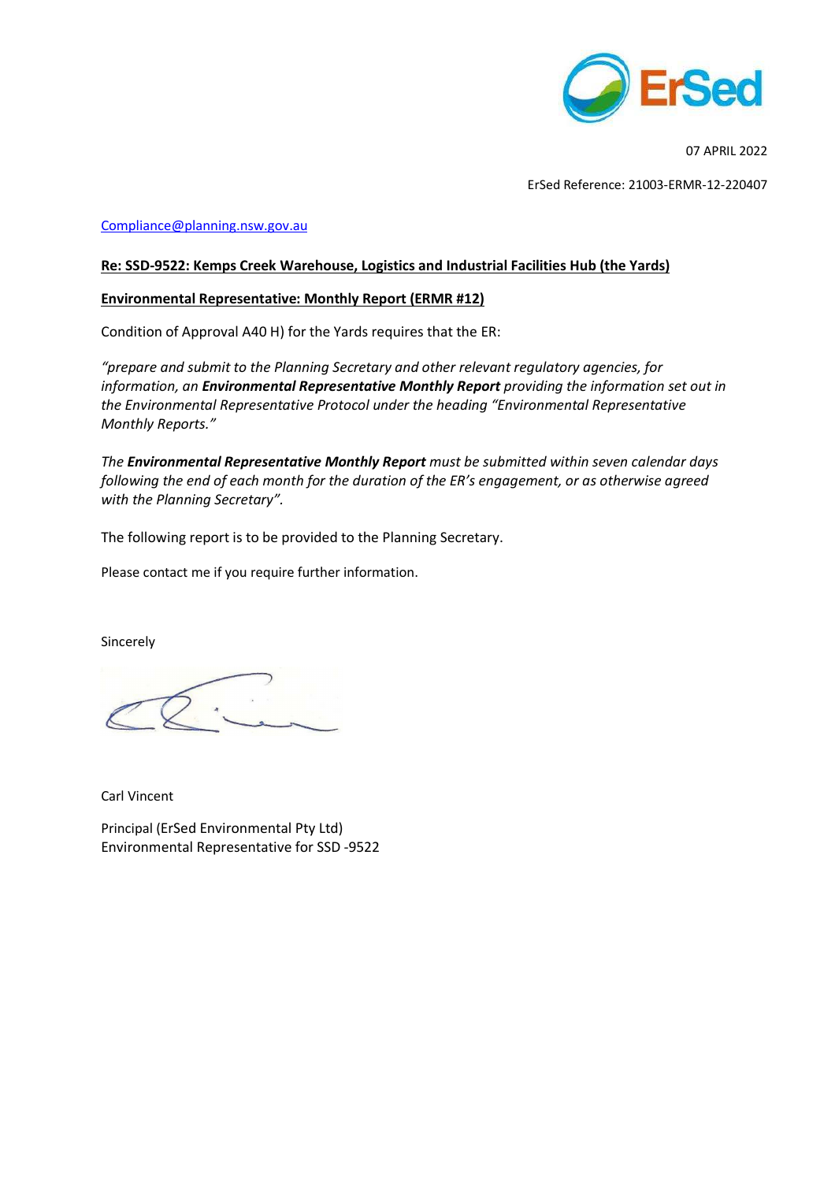07 APRIL 2022

ErSed Reference: 21003-ERMR-12-220407

[Compliance@planning.nsw.gov.au](mailto:Compliance@planning.nsw.gov.au)

**Re: SSD-9522: Kemps Creek Warehouse, Logistics and Industrial Facilities Hub (the Yards)**

**Environmental Representative: Monthly Report (ERMR #12)**

Condition of Approval A40 H) for the Yards requires that the ER:

*"prepare and submit to the Planning Secretary and other relevant regulatory agencies, for information, an **Environmental Representative Monthly Report** providing the information set out in the Environmental Representative Protocol under the heading "Environmental Representative Monthly Reports."*

*The **Environmental Representative Monthly Report** must be submitted within seven calendar days following the end of each month for the duration of the ER's engagement, or as otherwise agreed with the Planning Secretary".*

The following report is to be provided to the Planning Secretary.

Please contact me if you require further information.

Sincerely

Carl Vincent

Principal (ErSed Environmental Pty Ltd)
Environmental Representative for SSD -9522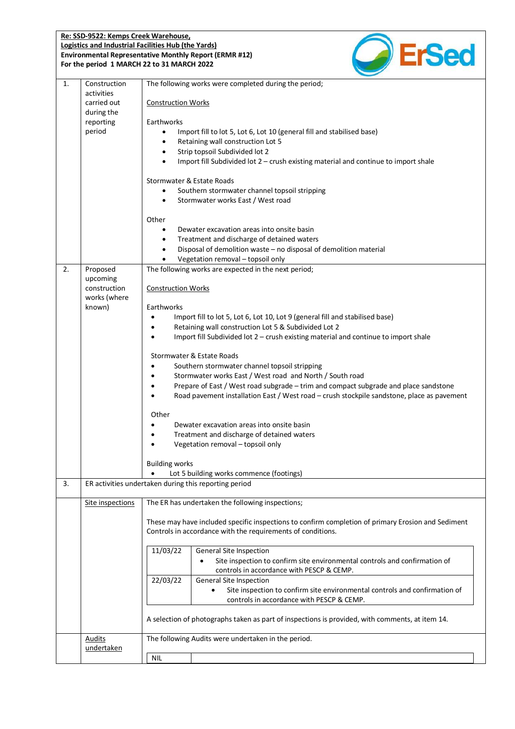**Re: SSD-9522: Kemps Creek Warehouse,**
**Logistics and Industrial Facilities Hub (the Yards)**
**Environmental Representative Monthly Report (ERMR #12)**
**For the period 1 MARCH 22 to 31 MARCH 2022**

| | | |
|---|---|---|
| 1. | Construction activities carried out during the reporting period | The following works were completed during the period;<br><br>Construction Works<br><br>Earthworks<br>• Import fill to lot 5, Lot 6, Lot 10 (general fill and stabilised base)<br>• Retaining wall construction Lot 5<br>• Strip topsoil Subdivided lot 2<br>• Import fill Subdivided lot 2 – crush existing material and continue to import shale<br><br>Stormwater & Estate Roads<br>• Southern stormwater channel topsoil stripping<br>• Stormwater works East / West road<br><br>Other<br>• Dewater excavation areas into onsite basin<br>• Treatment and discharge of detained waters<br>• Disposal of demolition waste – no disposal of demolition material<br>• Vegetation removal – topsoil only |
| 2. | Proposed upcoming construction works (where known) | The following works are expected in the next period;<br><br>Construction Works<br><br>Earthworks<br>• Import fill to lot 5, Lot 6, Lot 10, Lot 9 (general fill and stabilised base)<br>• Retaining wall construction Lot 5 & Subdivided Lot 2<br>• Import fill Subdivided lot 2 – crush existing material and continue to import shale<br><br>Stormwater & Estate Roads<br>• Southern stormwater channel topsoil stripping<br>• Stormwater works East / West road and North / South road<br>• Prepare of East / West road subgrade – trim and compact subgrade and place sandstone<br>• Road pavement installation East / West road – crush stockpile sandstone, place as pavement<br><br>Other<br>• Dewater excavation areas into onsite basin<br>• Treatment and discharge of detained waters<br>• Vegetation removal – topsoil only<br><br>Building works<br>• Lot 5 building works commence (footings) |
| 3. | ER activities undertaken during this reporting period | |
| | Site inspections | The ER has undertaken the following inspections;<br><br>These may have included specific inspections to confirm completion of primary Erosion and Sediment Controls in accordance with the requirements of conditions.<br><br>11/03/22 – General Site Inspection<br>• Site inspection to confirm site environmental controls and confirmation of controls in accordance with PESCP & CEMP.<br><br>22/03/22 – General Site Inspection<br>• Site inspection to confirm site environmental controls and confirmation of controls in accordance with PESCP & CEMP.<br><br>A selection of photographs taken as part of inspections is provided, with comments, at item 14. |
| | Audits undertaken | The following Audits were undertaken in the period.<br><br>NIL |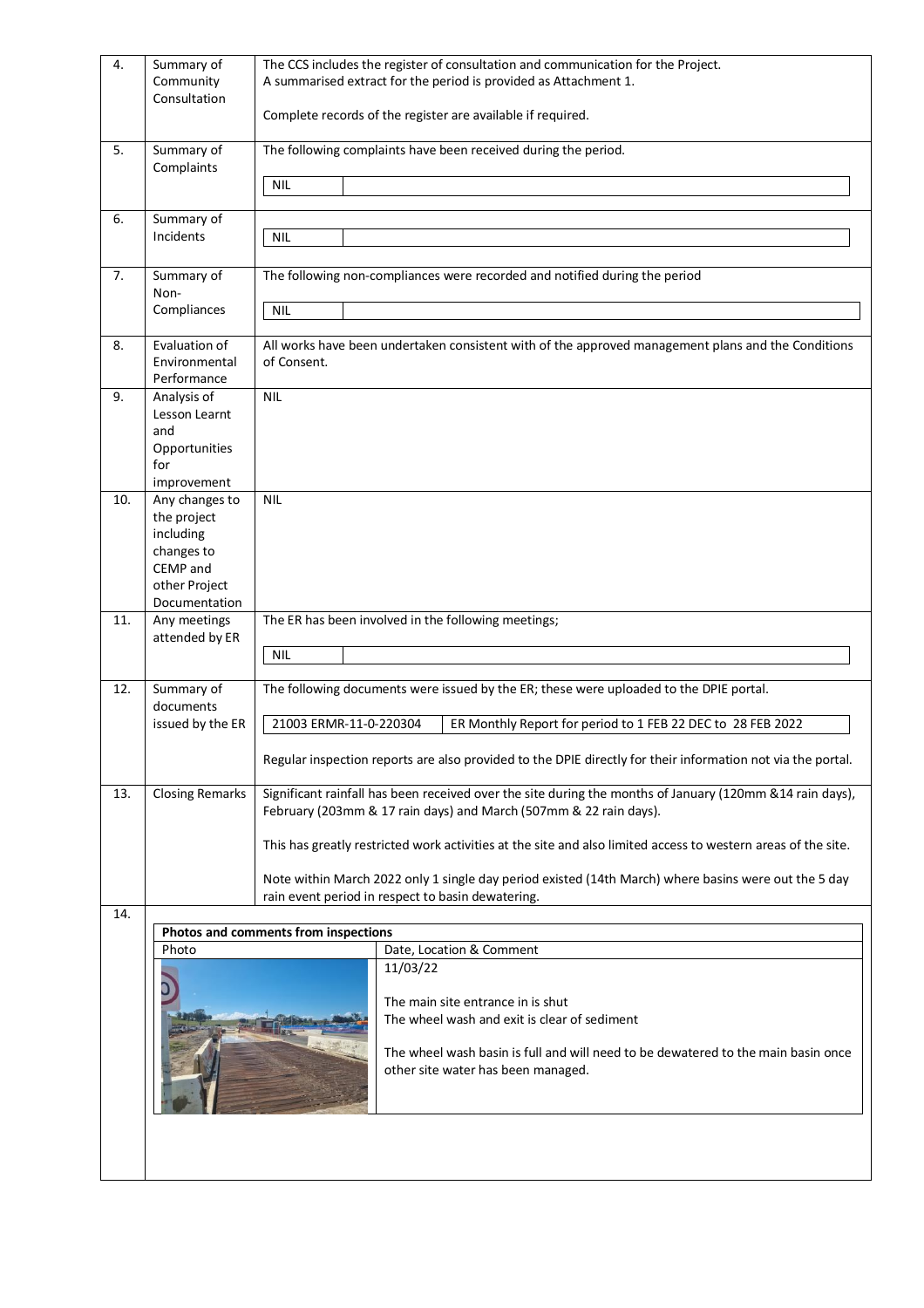| | | |
|---|---|---|
| 4. | Summary of Community Consultation | The CCS includes the register of consultation and communication for the Project. A summarised extract for the period is provided as Attachment 1.<br><br>Complete records of the register are available if required. |
| 5. | Summary of Complaints | The following complaints have been received during the period.<br><br>NIL |
| 6. | Summary of Incidents | NIL |
| 7. | Summary of Non-Compliances | The following non-compliances were recorded and notified during the period<br><br>NIL |
| 8. | Evaluation of Environmental Performance | All works have been undertaken consistent with of the approved management plans and the Conditions of Consent. |
| 9. | Analysis of Lesson Learnt and Opportunities for improvement | NIL |
| 10. | Any changes to the project including changes to CEMP and other Project Documentation | NIL |
| 11. | Any meetings attended by ER | The ER has been involved in the following meetings;<br><br>NIL |
| 12. | Summary of documents issued by the ER | The following documents were issued by the ER; these were uploaded to the DPIE portal.<br><br>21003 ERMR-11-0-220304 — ER Monthly Report for period to 1 FEB 22 DEC to 28 FEB 2022<br><br>Regular inspection reports are also provided to the DPIE directly for their information not via the portal. |
| 13. | Closing Remarks | Significant rainfall has been received over the site during the months of January (120mm &14 rain days), February (203mm & 17 rain days) and March (507mm & 22 rain days).<br><br>This has greatly restricted work activities at the site and also limited access to western areas of the site.<br><br>Note within March 2022 only 1 single day period existed (14th March) where basins were out the 5 day rain event period in respect to basin dewatering. |
| 14. | | |

**Photos and comments from inspections**

| Photo | Date, Location & Comment |
|---|---|
| | 11/03/22<br><br>The main site entrance in is shut<br>The wheel wash and exit is clear of sediment<br><br>The wheel wash basin is full and will need to be dewatered to the main basin once other site water has been managed. |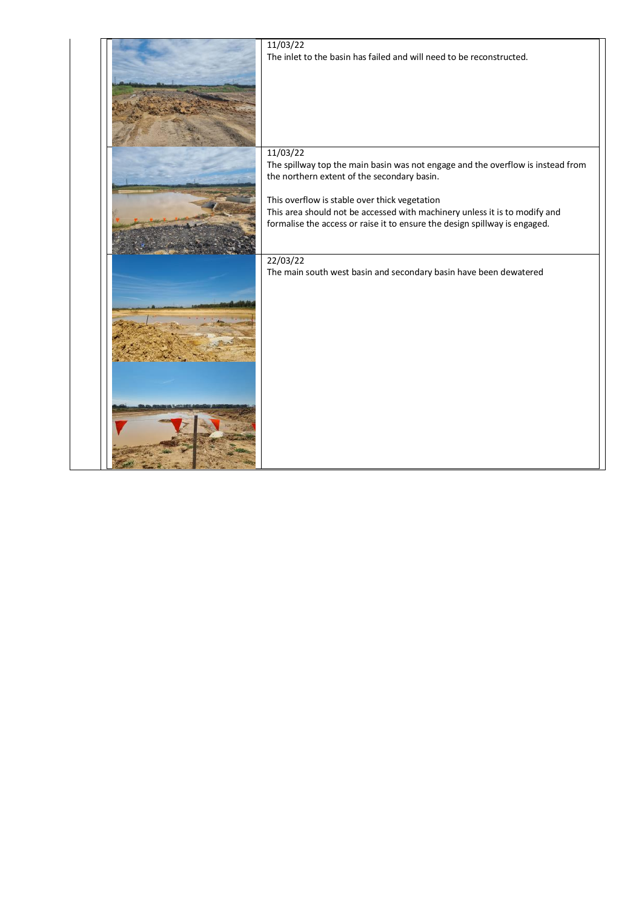| | |
|---|---|
| | 11/03/22<br>The inlet to the basin has failed and will need to be reconstructed. |
| | 11/03/22<br>The spillway top the main basin was not engage and the overflow is instead from the northern extent of the secondary basin.<br><br>This overflow is stable over thick vegetation<br>This area should not be accessed with machinery unless it is to modify and formalise the access or raise it to ensure the design spillway is engaged. |
| | 22/03/22<br>The main south west basin and secondary basin have been dewatered |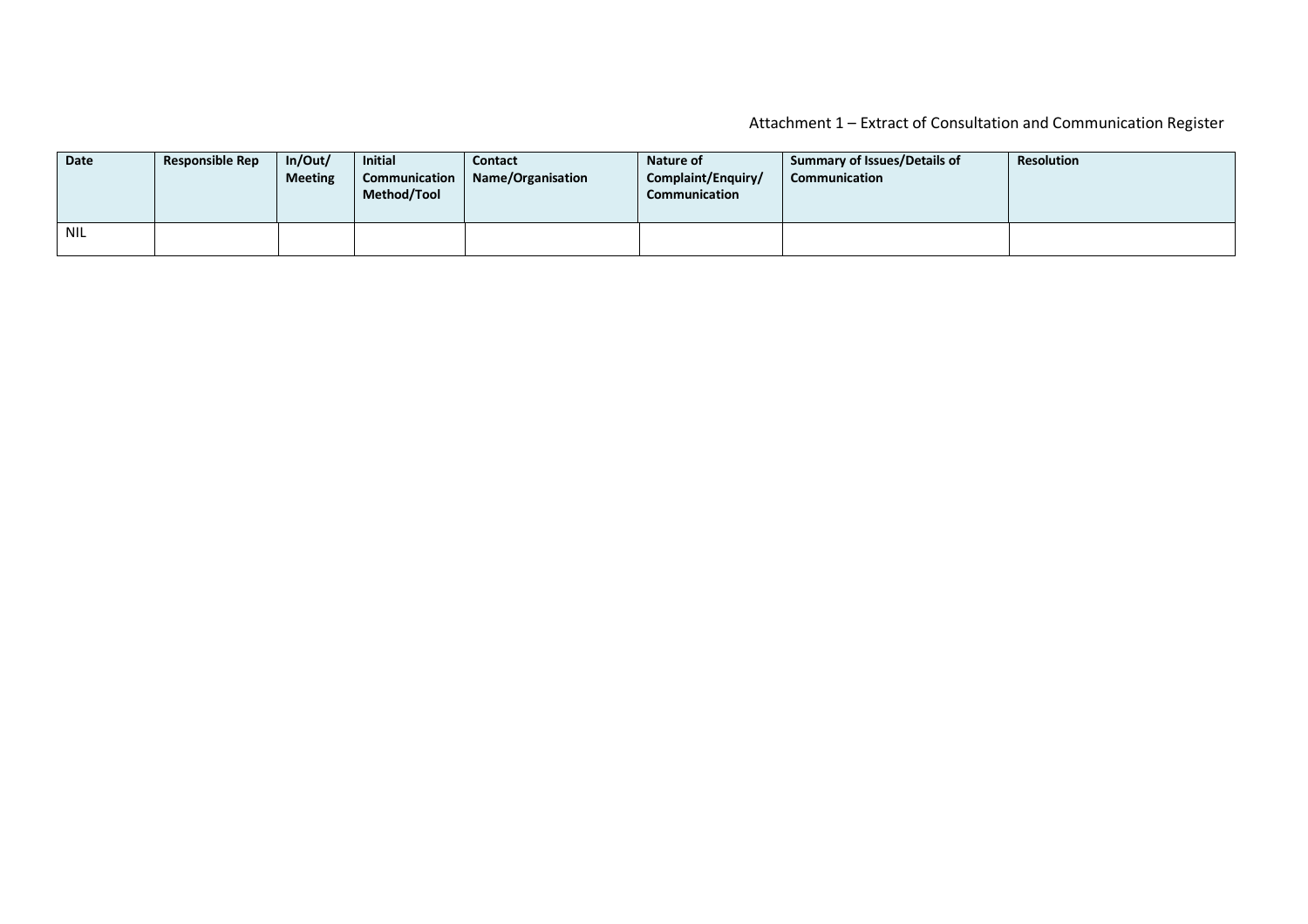Attachment 1 – Extract of Consultation and Communication Register

| Date | Responsible Rep | In/Out/ Meeting | Initial Communication Method/Tool | Contact Name/Organisation | Nature of Complaint/Enquiry/ Communication | Summary of Issues/Details of Communication | Resolution |
|---|---|---|---|---|---|---|---|
| NIL | | | | | | | |